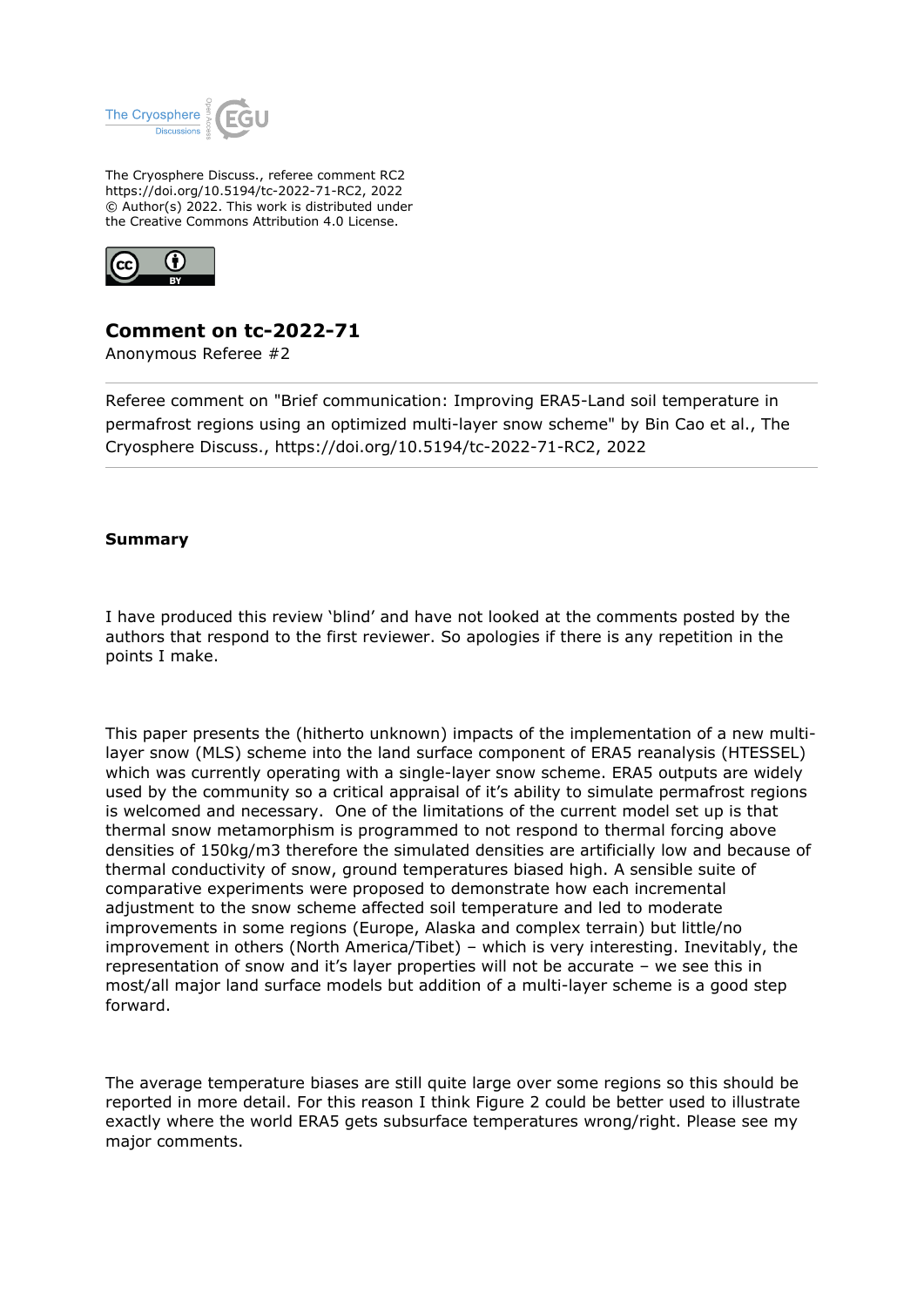The Cryosphere Discuss., referee comment RC2
https://doi.org/10.5194/tc-2022-71-RC2, 2022
© Author(s) 2022. This work is distributed under
the Creative Commons Attribution 4.0 License.

# Comment on tc-2022-71

Anonymous Referee #2

Referee comment on "Brief communication: Improving ERA5-Land soil temperature in permafrost regions using an optimized multi-layer snow scheme" by Bin Cao et al., The Cryosphere Discuss., https://doi.org/10.5194/tc-2022-71-RC2, 2022

---

**Summary**

I have produced this review 'blind' and have not looked at the comments posted by the authors that respond to the first reviewer. So apologies if there is any repetition in the points I make.

This paper presents the (hitherto unknown) impacts of the implementation of a new multi-layer snow (MLS) scheme into the land surface component of ERA5 reanalysis (HTESSEL) which was currently operating with a single-layer snow scheme. ERA5 outputs are widely used by the community so a critical appraisal of it's ability to simulate permafrost regions is welcomed and necessary. One of the limitations of the current model set up is that thermal snow metamorphism is programmed to not respond to thermal forcing above densities of 150kg/m3 therefore the simulated densities are artificially low and because of thermal conductivity of snow, ground temperatures biased high. A sensible suite of comparative experiments were proposed to demonstrate how each incremental adjustment to the snow scheme affected soil temperature and led to moderate improvements in some regions (Europe, Alaska and complex terrain) but little/no improvement in others (North America/Tibet) – which is very interesting. Inevitably, the representation of snow and it's layer properties will not be accurate – we see this in most/all major land surface models but addition of a multi-layer scheme is a good step forward.

The average temperature biases are still quite large over some regions so this should be reported in more detail. For this reason I think Figure 2 could be better used to illustrate exactly where the world ERA5 gets subsurface temperatures wrong/right. Please see my major comments.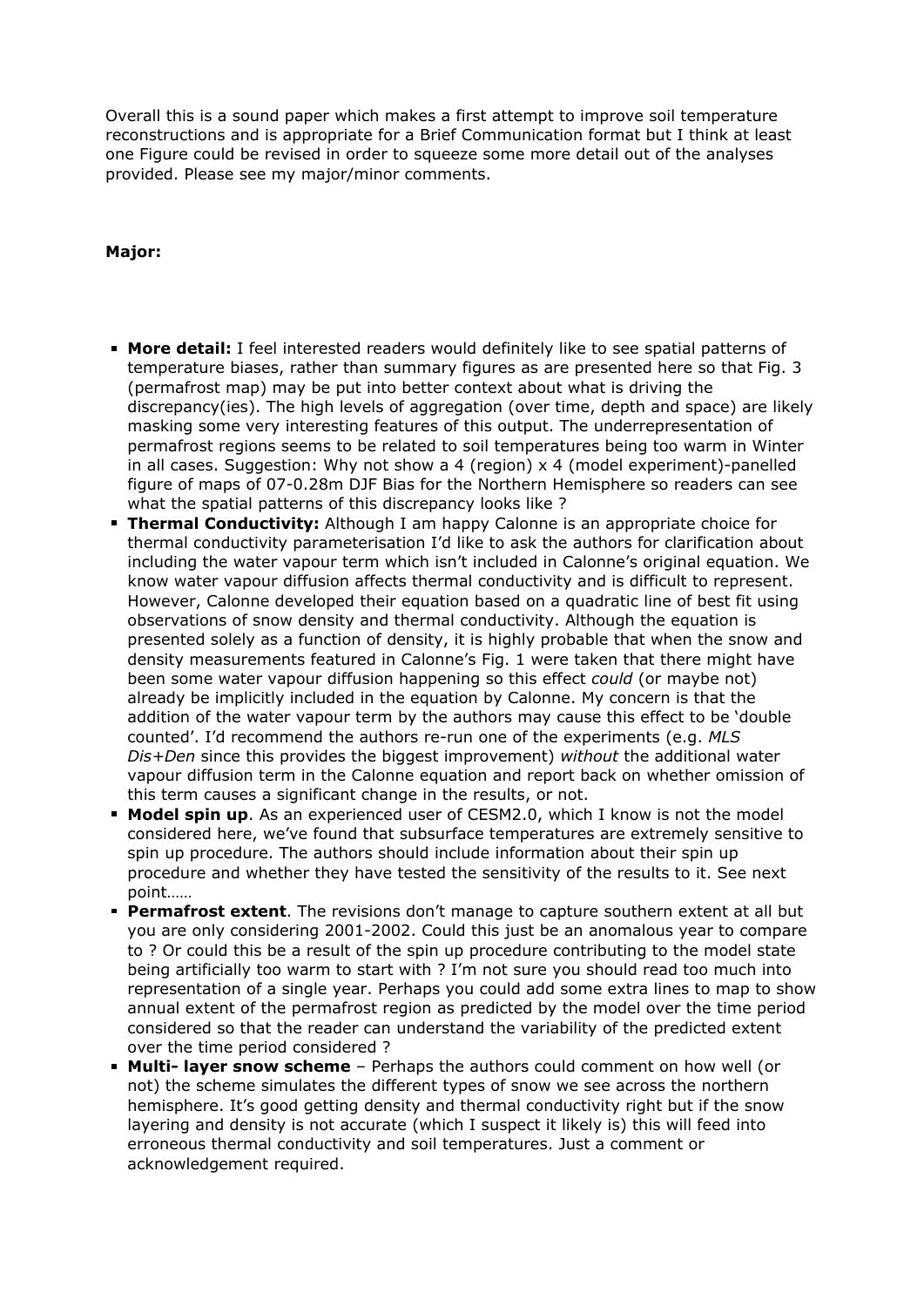Overall this is a sound paper which makes a first attempt to improve soil temperature reconstructions and is appropriate for a Brief Communication format but I think at least one Figure could be revised in order to squeeze some more detail out of the analyses provided. Please see my major/minor comments.

**Major:**

- **More detail:** I feel interested readers would definitely like to see spatial patterns of temperature biases, rather than summary figures as are presented here so that Fig. 3 (permafrost map) may be put into better context about what is driving the discrepancy(ies). The high levels of aggregation (over time, depth and space) are likely masking some very interesting features of this output. The underrepresentation of permafrost regions seems to be related to soil temperatures being too warm in Winter in all cases. Suggestion: Why not show a 4 (region) x 4 (model experiment)-panelled figure of maps of 07-0.28m DJF Bias for the Northern Hemisphere so readers can see what the spatial patterns of this discrepancy looks like ?
- **Thermal Conductivity:** Although I am happy Calonne is an appropriate choice for thermal conductivity parameterisation I'd like to ask the authors for clarification about including the water vapour term which isn't included in Calonne's original equation. We know water vapour diffusion affects thermal conductivity and is difficult to represent. However, Calonne developed their equation based on a quadratic line of best fit using observations of snow density and thermal conductivity. Although the equation is presented solely as a function of density, it is highly probable that when the snow and density measurements featured in Calonne's Fig. 1 were taken that there might have been some water vapour diffusion happening so this effect *could* (or maybe not) already be implicitly included in the equation by Calonne. My concern is that the addition of the water vapour term by the authors may cause this effect to be 'double counted'. I'd recommend the authors re-run one of the experiments (e.g. *MLS Dis+Den* since this provides the biggest improvement) *without* the additional water vapour diffusion term in the Calonne equation and report back on whether omission of this term causes a significant change in the results, or not.
- **Model spin up**. As an experienced user of CESM2.0, which I know is not the model considered here, we've found that subsurface temperatures are extremely sensitive to spin up procedure. The authors should include information about their spin up procedure and whether they have tested the sensitivity of the results to it. See next point……
- **Permafrost extent**. The revisions don't manage to capture southern extent at all but you are only considering 2001-2002. Could this just be an anomalous year to compare to ? Or could this be a result of the spin up procedure contributing to the model state being artificially too warm to start with ? I'm not sure you should read too much into representation of a single year. Perhaps you could add some extra lines to map to show annual extent of the permafrost region as predicted by the model over the time period considered so that the reader can understand the variability of the predicted extent over the time period considered ?
- **Multi- layer snow scheme** – Perhaps the authors could comment on how well (or not) the scheme simulates the different types of snow we see across the northern hemisphere. It's good getting density and thermal conductivity right but if the snow layering and density is not accurate (which I suspect it likely is) this will feed into erroneous thermal conductivity and soil temperatures. Just a comment or acknowledgement required.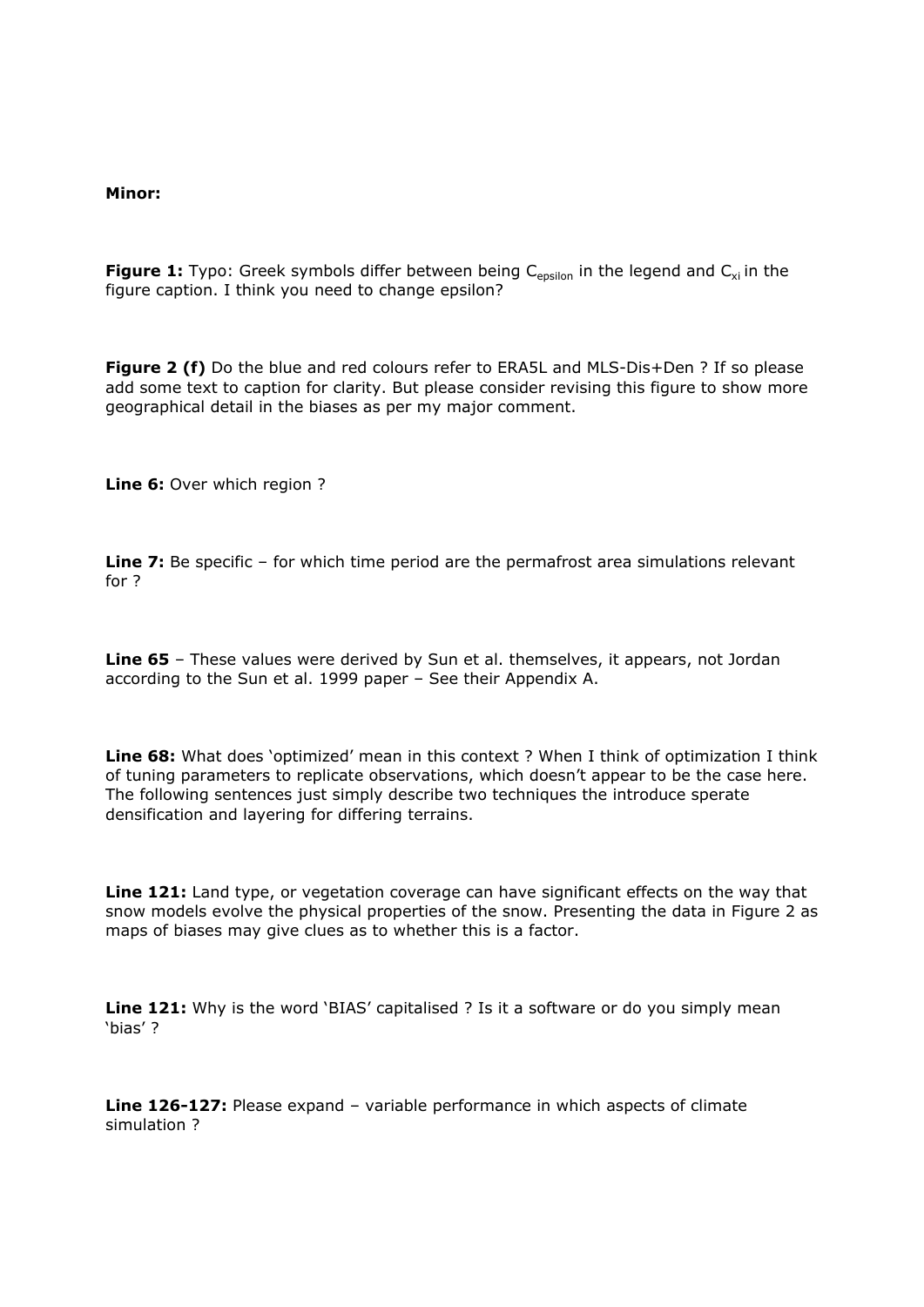**Minor:**

**Figure 1:** Typo: Greek symbols differ between being $C_{epsilon}$ in the legend and $C_{xi}$ in the figure caption. I think you need to change epsilon?

**Figure 2 (f)** Do the blue and red colours refer to ERA5L and MLS-Dis+Den ? If so please add some text to caption for clarity. But please consider revising this figure to show more geographical detail in the biases as per my major comment.

**Line 6:** Over which region ?

**Line 7:** Be specific – for which time period are the permafrost area simulations relevant for ?

**Line 65** – These values were derived by Sun et al. themselves, it appears, not Jordan according to the Sun et al. 1999 paper – See their Appendix A.

**Line 68:** What does 'optimized' mean in this context ? When I think of optimization I think of tuning parameters to replicate observations, which doesn't appear to be the case here. The following sentences just simply describe two techniques the introduce sperate densification and layering for differing terrains.

**Line 121:** Land type, or vegetation coverage can have significant effects on the way that snow models evolve the physical properties of the snow. Presenting the data in Figure 2 as maps of biases may give clues as to whether this is a factor.

**Line 121:** Why is the word 'BIAS' capitalised ? Is it a software or do you simply mean 'bias' ?

**Line 126-127:** Please expand – variable performance in which aspects of climate simulation ?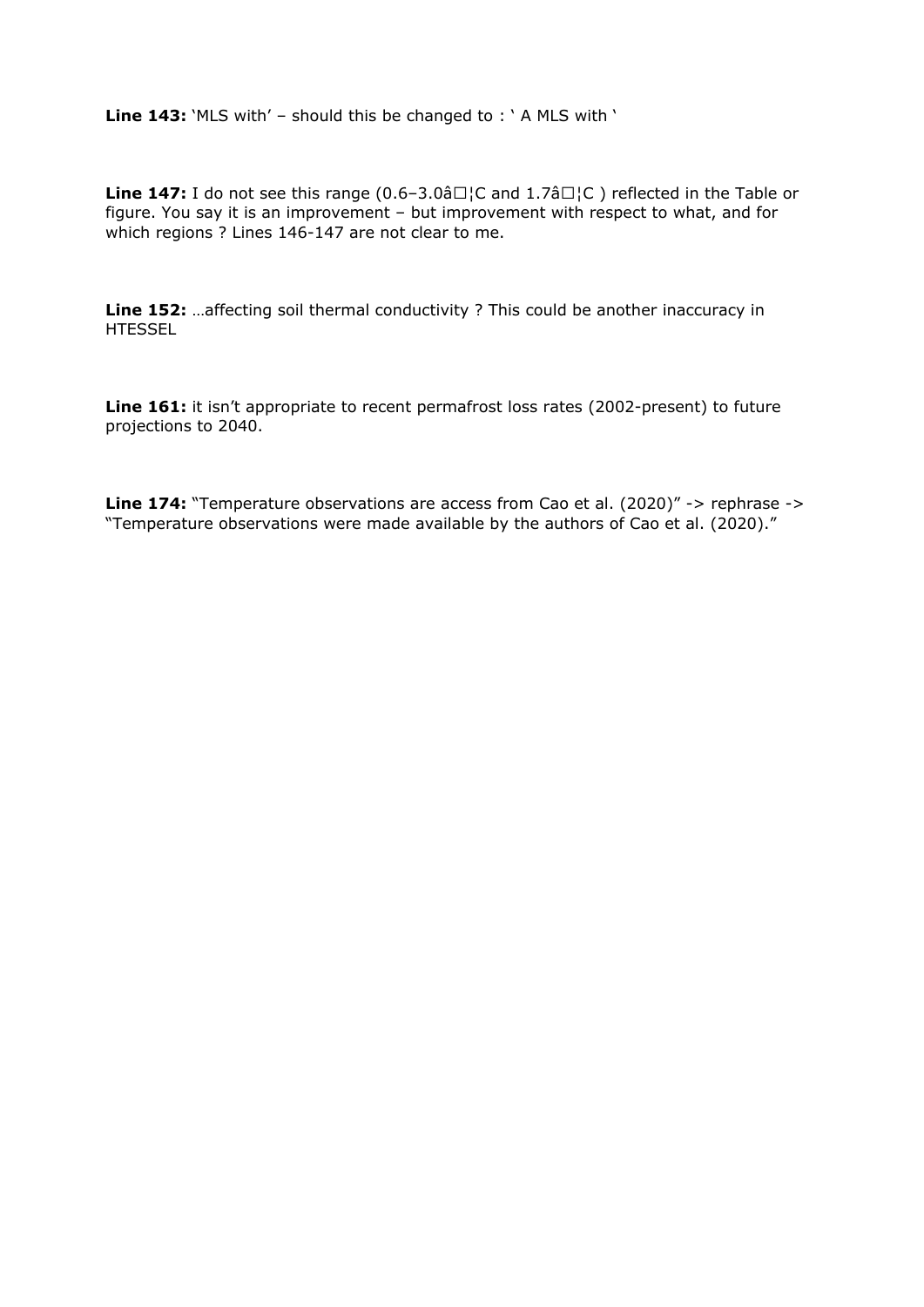**Line 143:** 'MLS with' – should this be changed to : ' A MLS with '

**Line 147:** I do not see this range (0.6–3.0â□¦C and 1.7â□¦C ) reflected in the Table or figure. You say it is an improvement – but improvement with respect to what, and for which regions ? Lines 146-147 are not clear to me.

**Line 152:** …affecting soil thermal conductivity ? This could be another inaccuracy in HTESSEL

**Line 161:** it isn't appropriate to recent permafrost loss rates (2002-present) to future projections to 2040.

**Line 174:** "Temperature observations are access from Cao et al. (2020)" -> rephrase -> "Temperature observations were made available by the authors of Cao et al. (2020)."